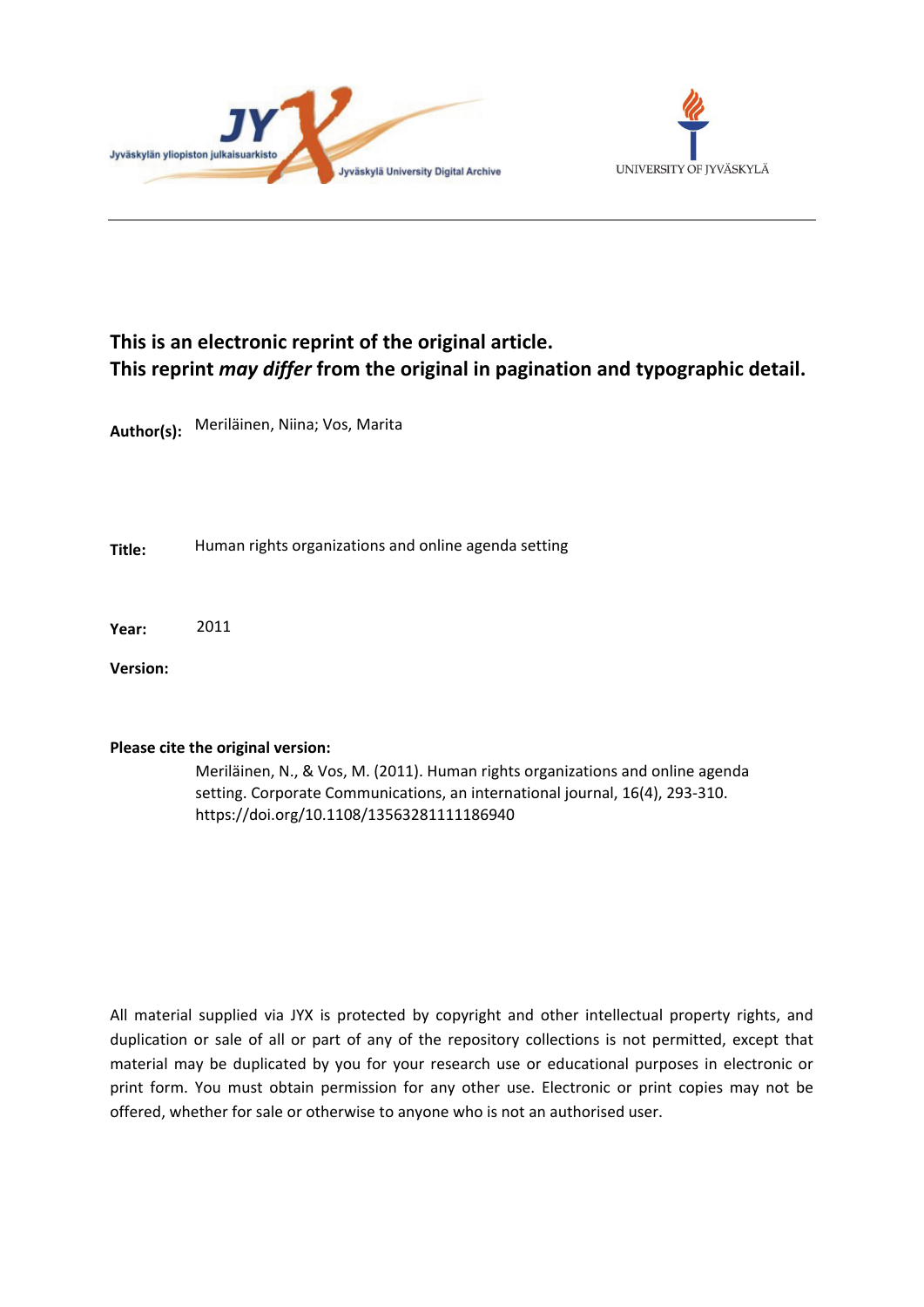Jyväskylän yliopiston julkaisuarkisto

Jyväskylä University Digital Archive

UNIVERSITY OF JYVÄSKYLÄ

**This is an electronic reprint of the original article.**
**This reprint *may differ* from the original in pagination and typographic detail.**

**Author(s):** Meriläinen, Niina; Vos, Marita

**Title:** Human rights organizations and online agenda setting

**Year:** 2011

**Version:**

**Please cite the original version:**

Meriläinen, N., & Vos, M. (2011). Human rights organizations and online agenda setting. Corporate Communications, an international journal, 16(4), 293-310. https://doi.org/10.1108/13563281111186940

All material supplied via JYX is protected by copyright and other intellectual property rights, and duplication or sale of all or part of any of the repository collections is not permitted, except that material may be duplicated by you for your research use or educational purposes in electronic or print form. You must obtain permission for any other use. Electronic or print copies may not be offered, whether for sale or otherwise to anyone who is not an authorised user.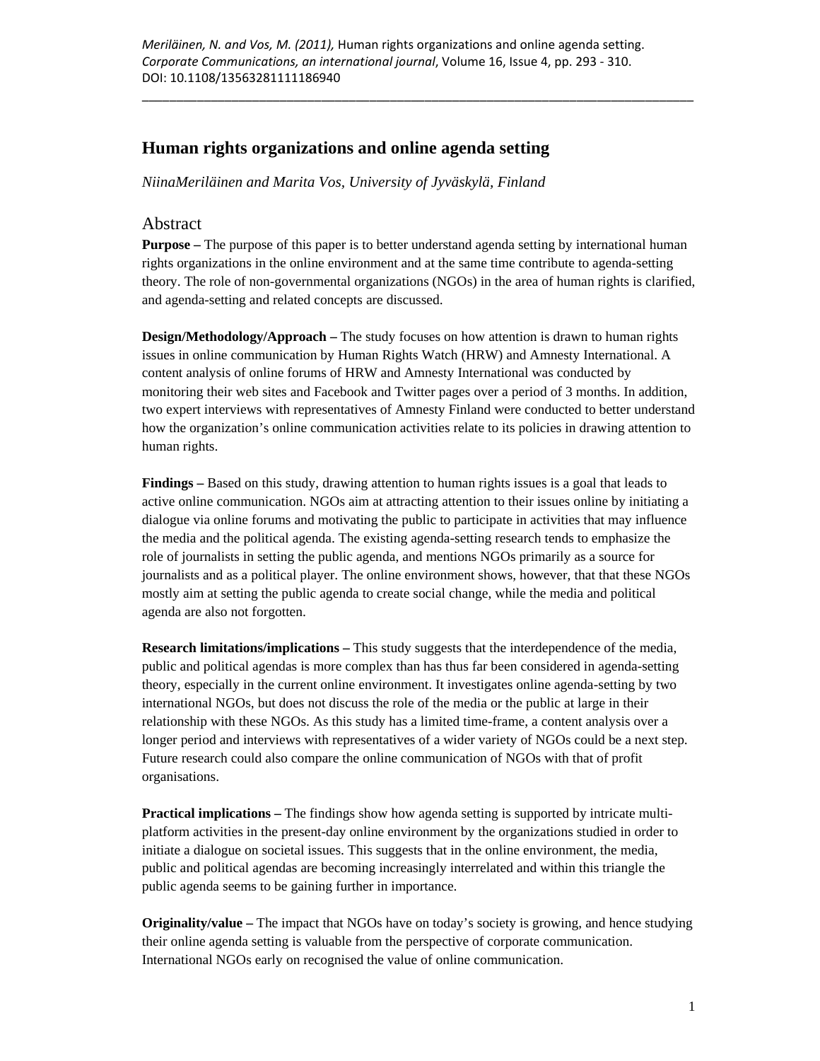Meriläinen, N. and Vos, M. (2011), Human rights organizations and online agenda setting. *Corporate Communications, an international journal*, Volume 16, Issue 4, pp. 293 - 310. DOI: 10.1108/13563281111186940

# Human rights organizations and online agenda setting

*NiinaMeriläinen and Marita Vos, University of Jyväskylä, Finland*

## Abstract

**Purpose –** The purpose of this paper is to better understand agenda setting by international human rights organizations in the online environment and at the same time contribute to agenda-setting theory. The role of non-governmental organizations (NGOs) in the area of human rights is clarified, and agenda-setting and related concepts are discussed.

**Design/Methodology/Approach –** The study focuses on how attention is drawn to human rights issues in online communication by Human Rights Watch (HRW) and Amnesty International. A content analysis of online forums of HRW and Amnesty International was conducted by monitoring their web sites and Facebook and Twitter pages over a period of 3 months. In addition, two expert interviews with representatives of Amnesty Finland were conducted to better understand how the organization's online communication activities relate to its policies in drawing attention to human rights.

**Findings –** Based on this study, drawing attention to human rights issues is a goal that leads to active online communication. NGOs aim at attracting attention to their issues online by initiating a dialogue via online forums and motivating the public to participate in activities that may influence the media and the political agenda. The existing agenda-setting research tends to emphasize the role of journalists in setting the public agenda, and mentions NGOs primarily as a source for journalists and as a political player. The online environment shows, however, that that these NGOs mostly aim at setting the public agenda to create social change, while the media and political agenda are also not forgotten.

**Research limitations/implications –** This study suggests that the interdependence of the media, public and political agendas is more complex than has thus far been considered in agenda-setting theory, especially in the current online environment. It investigates online agenda-setting by two international NGOs, but does not discuss the role of the media or the public at large in their relationship with these NGOs. As this study has a limited time-frame, a content analysis over a longer period and interviews with representatives of a wider variety of NGOs could be a next step. Future research could also compare the online communication of NGOs with that of profit organisations.

**Practical implications –** The findings show how agenda setting is supported by intricate multi-platform activities in the present-day online environment by the organizations studied in order to initiate a dialogue on societal issues. This suggests that in the online environment, the media, public and political agendas are becoming increasingly interrelated and within this triangle the public agenda seems to be gaining further in importance.

**Originality/value –** The impact that NGOs have on today's society is growing, and hence studying their online agenda setting is valuable from the perspective of corporate communication. International NGOs early on recognised the value of online communication.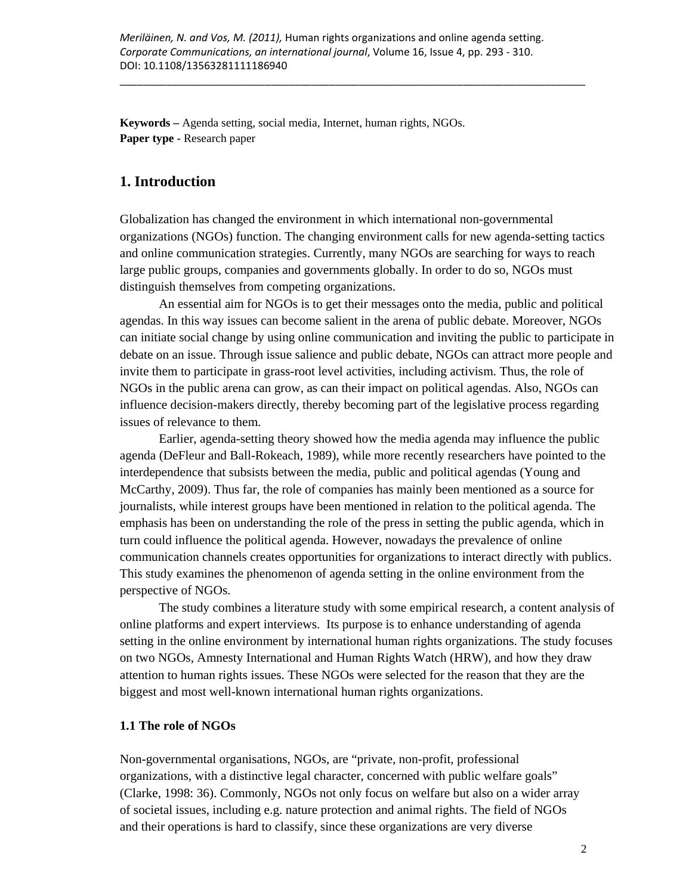**Keywords –** Agenda setting, social media, Internet, human rights, NGOs.
**Paper type -** Research paper

## 1. Introduction

Globalization has changed the environment in which international non-governmental organizations (NGOs) function. The changing environment calls for new agenda-setting tactics and online communication strategies. Currently, many NGOs are searching for ways to reach large public groups, companies and governments globally. In order to do so, NGOs must distinguish themselves from competing organizations.

An essential aim for NGOs is to get their messages onto the media, public and political agendas. In this way issues can become salient in the arena of public debate. Moreover, NGOs can initiate social change by using online communication and inviting the public to participate in debate on an issue. Through issue salience and public debate, NGOs can attract more people and invite them to participate in grass-root level activities, including activism. Thus, the role of NGOs in the public arena can grow, as can their impact on political agendas. Also, NGOs can influence decision-makers directly, thereby becoming part of the legislative process regarding issues of relevance to them.

Earlier, agenda-setting theory showed how the media agenda may influence the public agenda (DeFleur and Ball-Rokeach, 1989), while more recently researchers have pointed to the interdependence that subsists between the media, public and political agendas (Young and McCarthy, 2009). Thus far, the role of companies has mainly been mentioned as a source for journalists, while interest groups have been mentioned in relation to the political agenda. The emphasis has been on understanding the role of the press in setting the public agenda, which in turn could influence the political agenda. However, nowadays the prevalence of online communication channels creates opportunities for organizations to interact directly with publics. This study examines the phenomenon of agenda setting in the online environment from the perspective of NGOs.

The study combines a literature study with some empirical research, a content analysis of online platforms and expert interviews. Its purpose is to enhance understanding of agenda setting in the online environment by international human rights organizations. The study focuses on two NGOs, Amnesty International and Human Rights Watch (HRW), and how they draw attention to human rights issues. These NGOs were selected for the reason that they are the biggest and most well-known international human rights organizations.

### 1.1 The role of NGOs

Non-governmental organisations, NGOs, are "private, non-profit, professional organizations, with a distinctive legal character, concerned with public welfare goals" (Clarke, 1998: 36). Commonly, NGOs not only focus on welfare but also on a wider array of societal issues, including e.g. nature protection and animal rights. The field of NGOs and their operations is hard to classify, since these organizations are very diverse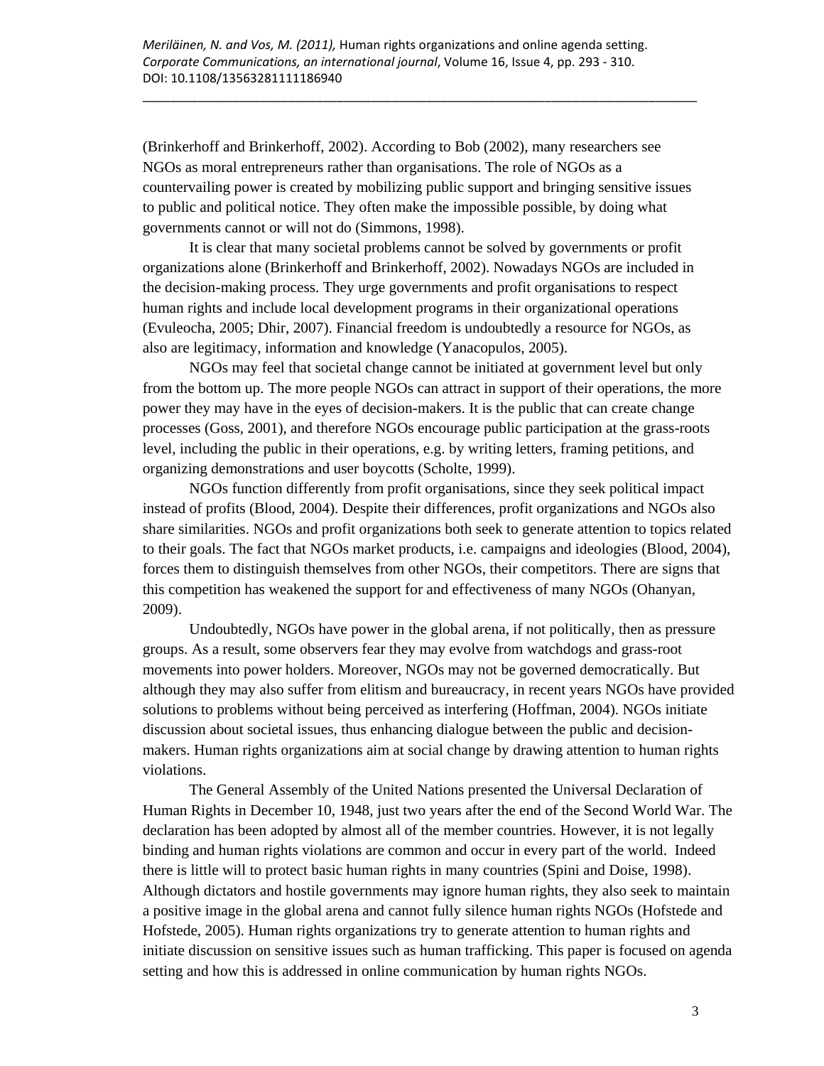(Brinkerhoff and Brinkerhoff, 2002). According to Bob (2002), many researchers see NGOs as moral entrepreneurs rather than organisations. The role of NGOs as a countervailing power is created by mobilizing public support and bringing sensitive issues to public and political notice. They often make the impossible possible, by doing what governments cannot or will not do (Simmons, 1998).

It is clear that many societal problems cannot be solved by governments or profit organizations alone (Brinkerhoff and Brinkerhoff, 2002). Nowadays NGOs are included in the decision-making process. They urge governments and profit organisations to respect human rights and include local development programs in their organizational operations (Evuleocha, 2005; Dhir, 2007). Financial freedom is undoubtedly a resource for NGOs, as also are legitimacy, information and knowledge (Yanacopulos, 2005).

NGOs may feel that societal change cannot be initiated at government level but only from the bottom up. The more people NGOs can attract in support of their operations, the more power they may have in the eyes of decision-makers. It is the public that can create change processes (Goss, 2001), and therefore NGOs encourage public participation at the grass-roots level, including the public in their operations, e.g. by writing letters, framing petitions, and organizing demonstrations and user boycotts (Scholte, 1999).

NGOs function differently from profit organisations, since they seek political impact instead of profits (Blood, 2004). Despite their differences, profit organizations and NGOs also share similarities. NGOs and profit organizations both seek to generate attention to topics related to their goals. The fact that NGOs market products, i.e. campaigns and ideologies (Blood, 2004), forces them to distinguish themselves from other NGOs, their competitors. There are signs that this competition has weakened the support for and effectiveness of many NGOs (Ohanyan, 2009).

Undoubtedly, NGOs have power in the global arena, if not politically, then as pressure groups. As a result, some observers fear they may evolve from watchdogs and grass-root movements into power holders. Moreover, NGOs may not be governed democratically. But although they may also suffer from elitism and bureaucracy, in recent years NGOs have provided solutions to problems without being perceived as interfering (Hoffman, 2004). NGOs initiate discussion about societal issues, thus enhancing dialogue between the public and decision-makers. Human rights organizations aim at social change by drawing attention to human rights violations.

The General Assembly of the United Nations presented the Universal Declaration of Human Rights in December 10, 1948, just two years after the end of the Second World War. The declaration has been adopted by almost all of the member countries. However, it is not legally binding and human rights violations are common and occur in every part of the world. Indeed there is little will to protect basic human rights in many countries (Spini and Doise, 1998). Although dictators and hostile governments may ignore human rights, they also seek to maintain a positive image in the global arena and cannot fully silence human rights NGOs (Hofstede and Hofstede, 2005). Human rights organizations try to generate attention to human rights and initiate discussion on sensitive issues such as human trafficking. This paper is focused on agenda setting and how this is addressed in online communication by human rights NGOs.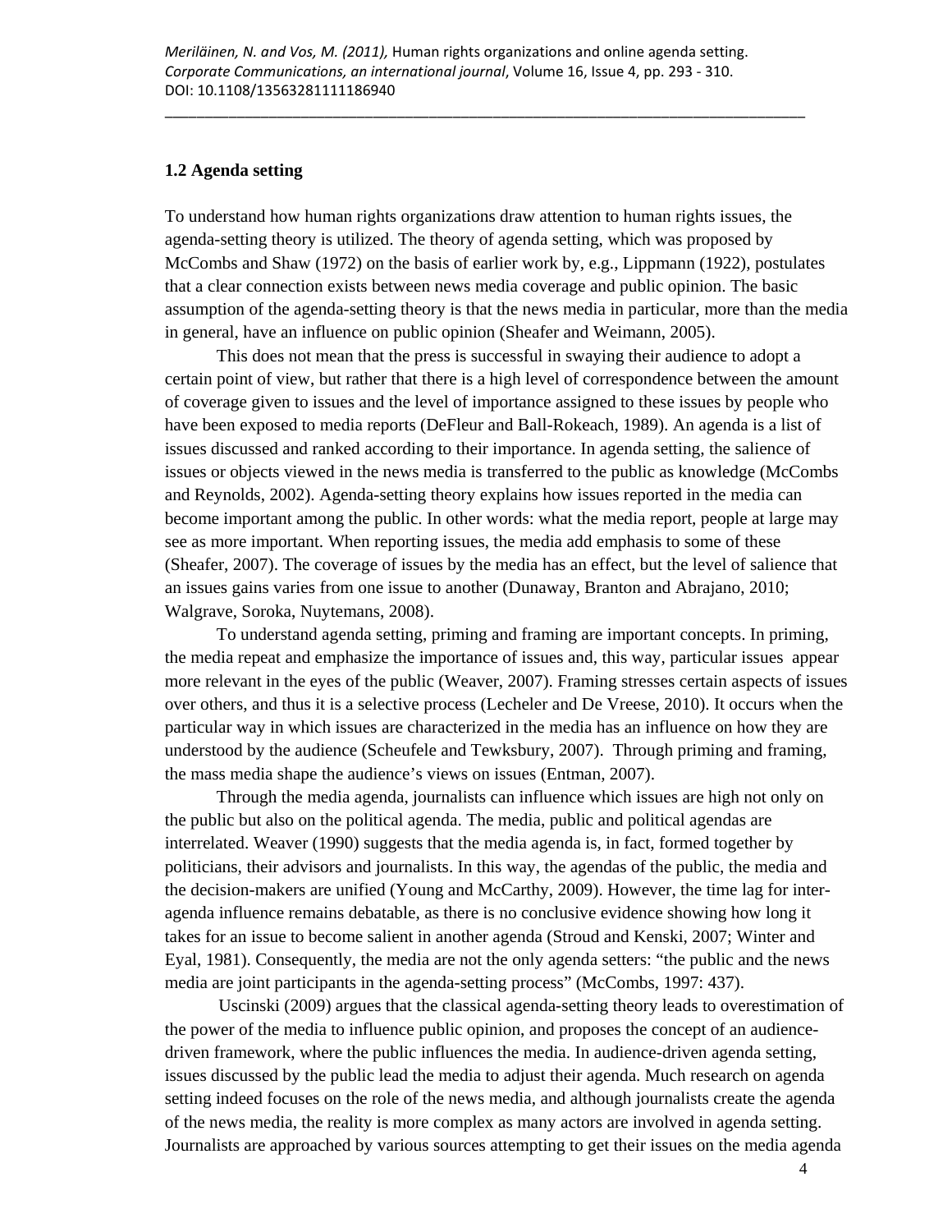### 1.2 Agenda setting

To understand how human rights organizations draw attention to human rights issues, the agenda-setting theory is utilized. The theory of agenda setting, which was proposed by McCombs and Shaw (1972) on the basis of earlier work by, e.g., Lippmann (1922), postulates that a clear connection exists between news media coverage and public opinion. The basic assumption of the agenda-setting theory is that the news media in particular, more than the media in general, have an influence on public opinion (Sheafer and Weimann, 2005).

This does not mean that the press is successful in swaying their audience to adopt a certain point of view, but rather that there is a high level of correspondence between the amount of coverage given to issues and the level of importance assigned to these issues by people who have been exposed to media reports (DeFleur and Ball-Rokeach, 1989). An agenda is a list of issues discussed and ranked according to their importance. In agenda setting, the salience of issues or objects viewed in the news media is transferred to the public as knowledge (McCombs and Reynolds, 2002). Agenda-setting theory explains how issues reported in the media can become important among the public. In other words: what the media report, people at large may see as more important. When reporting issues, the media add emphasis to some of these (Sheafer, 2007). The coverage of issues by the media has an effect, but the level of salience that an issues gains varies from one issue to another (Dunaway, Branton and Abrajano, 2010; Walgrave, Soroka, Nuytemans, 2008).

To understand agenda setting, priming and framing are important concepts. In priming, the media repeat and emphasize the importance of issues and, this way, particular issues appear more relevant in the eyes of the public (Weaver, 2007). Framing stresses certain aspects of issues over others, and thus it is a selective process (Lecheler and De Vreese, 2010). It occurs when the particular way in which issues are characterized in the media has an influence on how they are understood by the audience (Scheufele and Tewksbury, 2007). Through priming and framing, the mass media shape the audience's views on issues (Entman, 2007).

Through the media agenda, journalists can influence which issues are high not only on the public but also on the political agenda. The media, public and political agendas are interrelated. Weaver (1990) suggests that the media agenda is, in fact, formed together by politicians, their advisors and journalists. In this way, the agendas of the public, the media and the decision-makers are unified (Young and McCarthy, 2009). However, the time lag for inter-agenda influence remains debatable, as there is no conclusive evidence showing how long it takes for an issue to become salient in another agenda (Stroud and Kenski, 2007; Winter and Eyal, 1981). Consequently, the media are not the only agenda setters: "the public and the news media are joint participants in the agenda-setting process" (McCombs, 1997: 437).

Uscinski (2009) argues that the classical agenda-setting theory leads to overestimation of the power of the media to influence public opinion, and proposes the concept of an audience-driven framework, where the public influences the media. In audience-driven agenda setting, issues discussed by the public lead the media to adjust their agenda. Much research on agenda setting indeed focuses on the role of the news media, and although journalists create the agenda of the news media, the reality is more complex as many actors are involved in agenda setting. Journalists are approached by various sources attempting to get their issues on the media agenda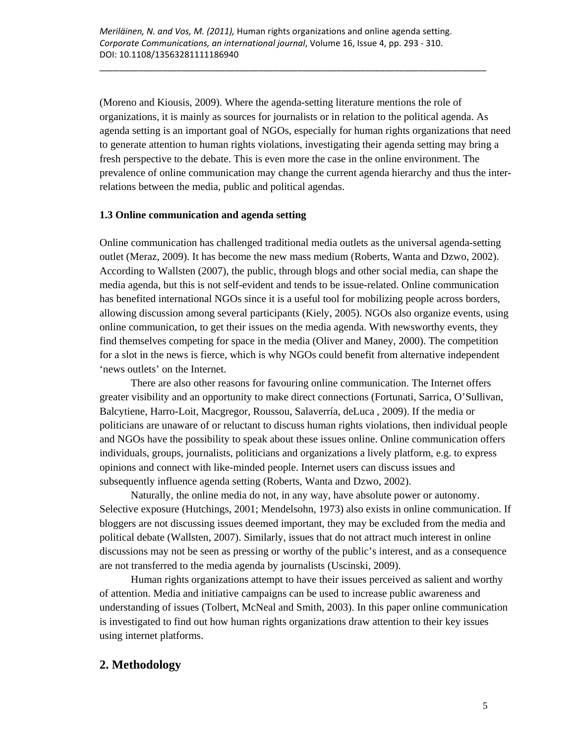(Moreno and Kiousis, 2009). Where the agenda-setting literature mentions the role of organizations, it is mainly as sources for journalists or in relation to the political agenda. As agenda setting is an important goal of NGOs, especially for human rights organizations that need to generate attention to human rights violations, investigating their agenda setting may bring a fresh perspective to the debate. This is even more the case in the online environment. The prevalence of online communication may change the current agenda hierarchy and thus the inter-relations between the media, public and political agendas.

### 1.3 Online communication and agenda setting

Online communication has challenged traditional media outlets as the universal agenda-setting outlet (Meraz, 2009). It has become the new mass medium (Roberts, Wanta and Dzwo, 2002). According to Wallsten (2007), the public, through blogs and other social media, can shape the media agenda, but this is not self-evident and tends to be issue-related. Online communication has benefited international NGOs since it is a useful tool for mobilizing people across borders, allowing discussion among several participants (Kiely, 2005). NGOs also organize events, using online communication, to get their issues on the media agenda. With newsworthy events, they find themselves competing for space in the media (Oliver and Maney, 2000). The competition for a slot in the news is fierce, which is why NGOs could benefit from alternative independent 'news outlets' on the Internet.

There are also other reasons for favouring online communication. The Internet offers greater visibility and an opportunity to make direct connections (Fortunati, Sarrica, O'Sullivan, Balcytiene, Harro-Loit, Macgregor, Roussou, Salaverría, deLuca , 2009). If the media or politicians are unaware of or reluctant to discuss human rights violations, then individual people and NGOs have the possibility to speak about these issues online. Online communication offers individuals, groups, journalists, politicians and organizations a lively platform, e.g. to express opinions and connect with like-minded people. Internet users can discuss issues and subsequently influence agenda setting (Roberts, Wanta and Dzwo, 2002).

Naturally, the online media do not, in any way, have absolute power or autonomy. Selective exposure (Hutchings, 2001; Mendelsohn, 1973) also exists in online communication. If bloggers are not discussing issues deemed important, they may be excluded from the media and political debate (Wallsten, 2007). Similarly, issues that do not attract much interest in online discussions may not be seen as pressing or worthy of the public's interest, and as a consequence are not transferred to the media agenda by journalists (Uscinski, 2009).

Human rights organizations attempt to have their issues perceived as salient and worthy of attention. Media and initiative campaigns can be used to increase public awareness and understanding of issues (Tolbert, McNeal and Smith, 2003). In this paper online communication is investigated to find out how human rights organizations draw attention to their key issues using internet platforms.

## 2. Methodology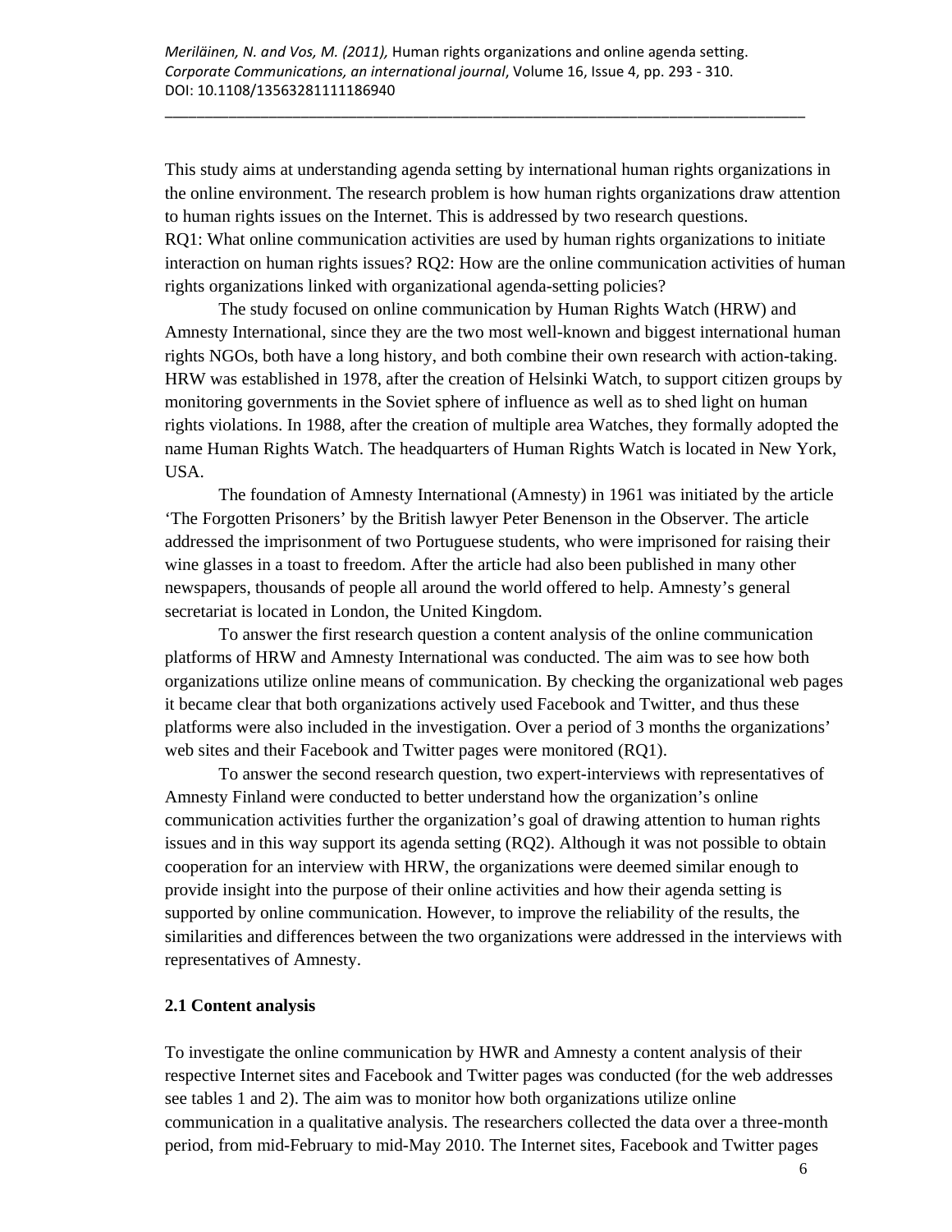This study aims at understanding agenda setting by international human rights organizations in the online environment. The research problem is how human rights organizations draw attention to human rights issues on the Internet. This is addressed by two research questions. RQ1: What online communication activities are used by human rights organizations to initiate interaction on human rights issues? RQ2: How are the online communication activities of human rights organizations linked with organizational agenda-setting policies?

The study focused on online communication by Human Rights Watch (HRW) and Amnesty International, since they are the two most well-known and biggest international human rights NGOs, both have a long history, and both combine their own research with action-taking. HRW was established in 1978, after the creation of Helsinki Watch, to support citizen groups by monitoring governments in the Soviet sphere of influence as well as to shed light on human rights violations. In 1988, after the creation of multiple area Watches, they formally adopted the name Human Rights Watch. The headquarters of Human Rights Watch is located in New York, USA.

The foundation of Amnesty International (Amnesty) in 1961 was initiated by the article 'The Forgotten Prisoners' by the British lawyer Peter Benenson in the Observer. The article addressed the imprisonment of two Portuguese students, who were imprisoned for raising their wine glasses in a toast to freedom. After the article had also been published in many other newspapers, thousands of people all around the world offered to help. Amnesty's general secretariat is located in London, the United Kingdom.

To answer the first research question a content analysis of the online communication platforms of HRW and Amnesty International was conducted. The aim was to see how both organizations utilize online means of communication. By checking the organizational web pages it became clear that both organizations actively used Facebook and Twitter, and thus these platforms were also included in the investigation. Over a period of 3 months the organizations' web sites and their Facebook and Twitter pages were monitored (RQ1).

To answer the second research question, two expert-interviews with representatives of Amnesty Finland were conducted to better understand how the organization's online communication activities further the organization's goal of drawing attention to human rights issues and in this way support its agenda setting (RQ2). Although it was not possible to obtain cooperation for an interview with HRW, the organizations were deemed similar enough to provide insight into the purpose of their online activities and how their agenda setting is supported by online communication. However, to improve the reliability of the results, the similarities and differences between the two organizations were addressed in the interviews with representatives of Amnesty.

### 2.1 Content analysis

To investigate the online communication by HWR and Amnesty a content analysis of their respective Internet sites and Facebook and Twitter pages was conducted (for the web addresses see tables 1 and 2). The aim was to monitor how both organizations utilize online communication in a qualitative analysis. The researchers collected the data over a three-month period, from mid-February to mid-May 2010. The Internet sites, Facebook and Twitter pages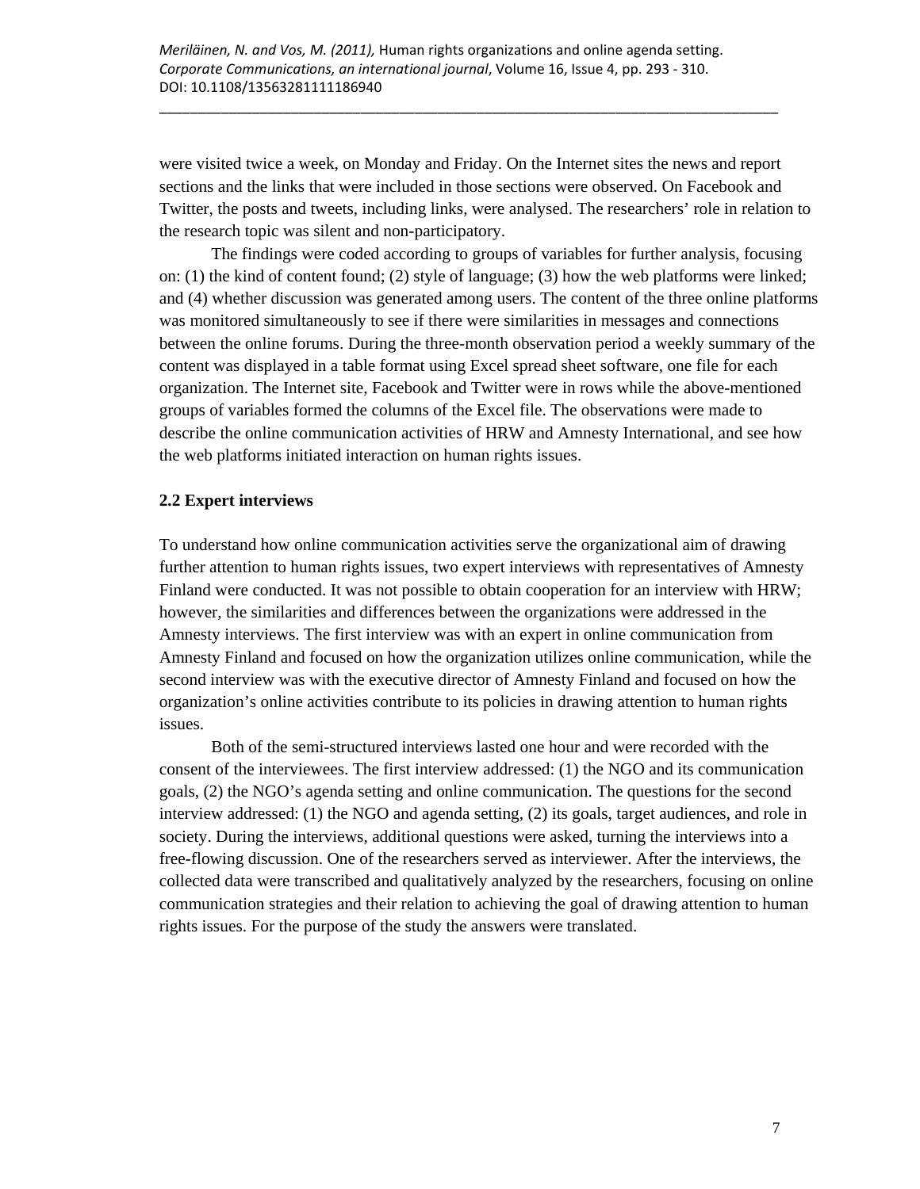were visited twice a week, on Monday and Friday. On the Internet sites the news and report sections and the links that were included in those sections were observed. On Facebook and Twitter, the posts and tweets, including links, were analysed. The researchers' role in relation to the research topic was silent and non-participatory.

The findings were coded according to groups of variables for further analysis, focusing on: (1) the kind of content found; (2) style of language; (3) how the web platforms were linked; and (4) whether discussion was generated among users. The content of the three online platforms was monitored simultaneously to see if there were similarities in messages and connections between the online forums. During the three-month observation period a weekly summary of the content was displayed in a table format using Excel spread sheet software, one file for each organization. The Internet site, Facebook and Twitter were in rows while the above-mentioned groups of variables formed the columns of the Excel file. The observations were made to describe the online communication activities of HRW and Amnesty International, and see how the web platforms initiated interaction on human rights issues.

## 2.2 Expert interviews

To understand how online communication activities serve the organizational aim of drawing further attention to human rights issues, two expert interviews with representatives of Amnesty Finland were conducted. It was not possible to obtain cooperation for an interview with HRW; however, the similarities and differences between the organizations were addressed in the Amnesty interviews. The first interview was with an expert in online communication from Amnesty Finland and focused on how the organization utilizes online communication, while the second interview was with the executive director of Amnesty Finland and focused on how the organization's online activities contribute to its policies in drawing attention to human rights issues.

Both of the semi-structured interviews lasted one hour and were recorded with the consent of the interviewees. The first interview addressed: (1) the NGO and its communication goals, (2) the NGO's agenda setting and online communication. The questions for the second interview addressed: (1) the NGO and agenda setting, (2) its goals, target audiences, and role in society. During the interviews, additional questions were asked, turning the interviews into a free-flowing discussion. One of the researchers served as interviewer. After the interviews, the collected data were transcribed and qualitatively analyzed by the researchers, focusing on online communication strategies and their relation to achieving the goal of drawing attention to human rights issues. For the purpose of the study the answers were translated.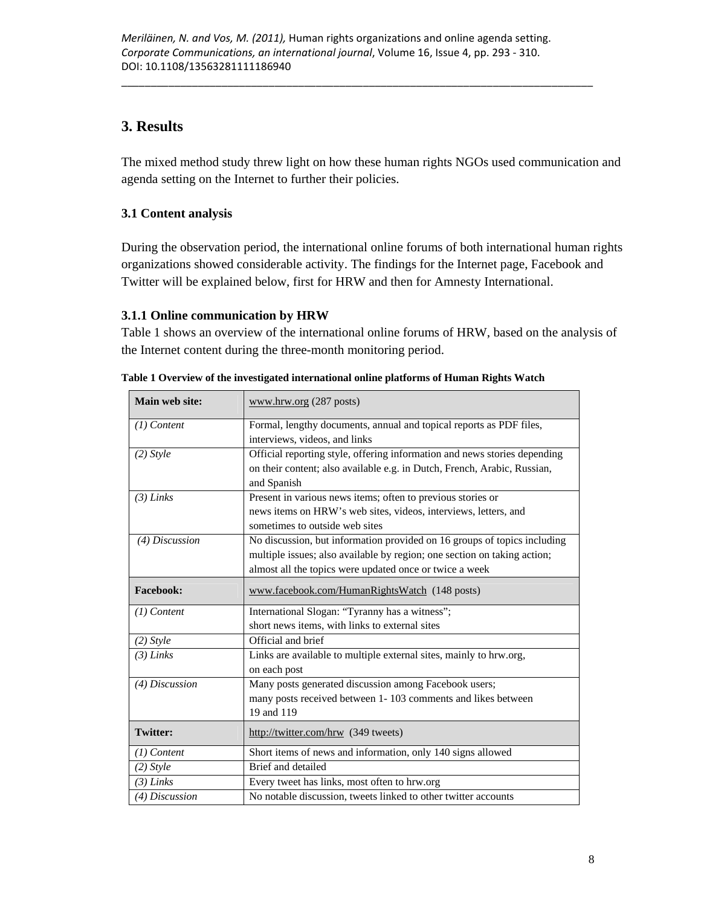# 3. Results

The mixed method study threw light on how these human rights NGOs used communication and agenda setting on the Internet to further their policies.

## 3.1 Content analysis

During the observation period, the international online forums of both international human rights organizations showed considerable activity. The findings for the Internet page, Facebook and Twitter will be explained below, first for HRW and then for Amnesty International.

### 3.1.1 Online communication by HRW

Table 1 shows an overview of the international online forums of HRW, based on the analysis of the Internet content during the three-month monitoring period.

**Table 1 Overview of the investigated international online platforms of Human Rights Watch**

| **Main web site:** | www.hrw.org (287 posts) |
|---|---|
| *(1) Content* | Formal, lengthy documents, annual and topical reports as PDF files, interviews, videos, and links |
| *(2) Style* | Official reporting style, offering information and news stories depending on their content; also available e.g. in Dutch, French, Arabic, Russian, and Spanish |
| *(3) Links* | Present in various news items; often to previous stories or news items on HRW's web sites, videos, interviews, letters, and sometimes to outside web sites |
| *(4) Discussion* | No discussion, but information provided on 16 groups of topics including multiple issues; also available by region; one section on taking action; almost all the topics were updated once or twice a week |
| **Facebook:** | www.facebook.com/HumanRightsWatch (148 posts) |
| *(1) Content* | International Slogan: "Tyranny has a witness"; short news items, with links to external sites |
| *(2) Style* | Official and brief |
| *(3) Links* | Links are available to multiple external sites, mainly to hrw.org, on each post |
| *(4) Discussion* | Many posts generated discussion among Facebook users; many posts received between 1- 103 comments and likes between 19 and 119 |
| **Twitter:** | http://twitter.com/hrw (349 tweets) |
| *(1) Content* | Short items of news and information, only 140 signs allowed |
| *(2) Style* | Brief and detailed |
| *(3) Links* | Every tweet has links, most often to hrw.org |
| *(4) Discussion* | No notable discussion, tweets linked to other twitter accounts |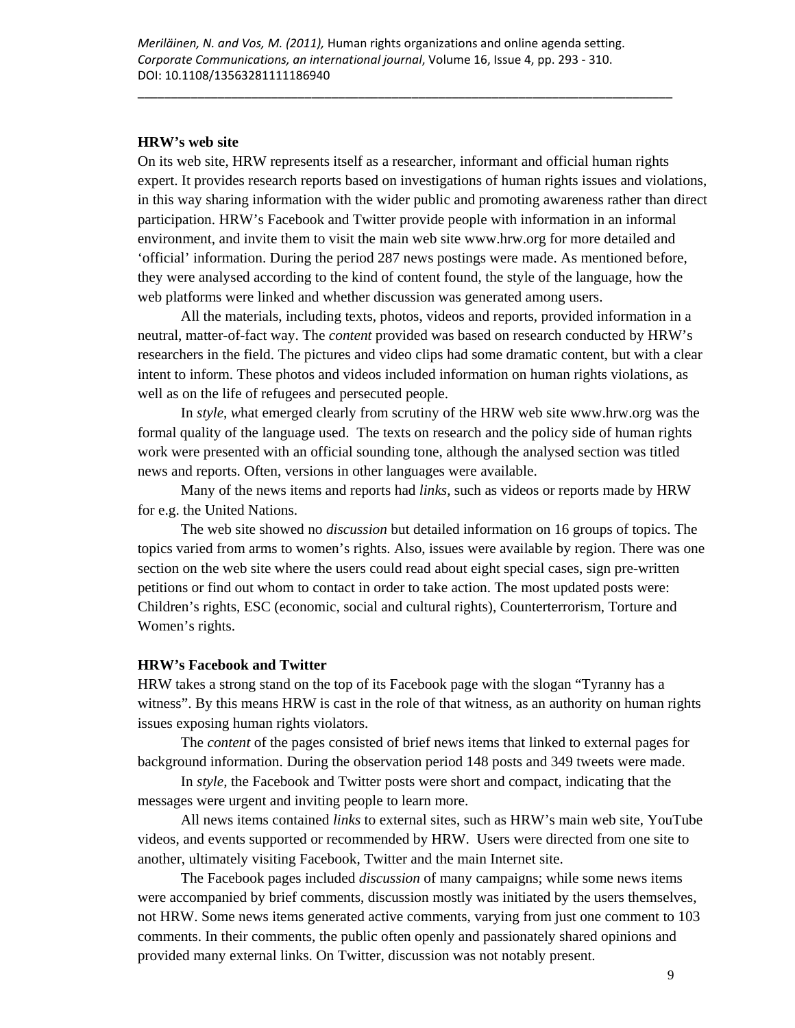**HRW's web site**

On its web site, HRW represents itself as a researcher, informant and official human rights expert. It provides research reports based on investigations of human rights issues and violations, in this way sharing information with the wider public and promoting awareness rather than direct participation. HRW's Facebook and Twitter provide people with information in an informal environment, and invite them to visit the main web site www.hrw.org for more detailed and 'official' information. During the period 287 news postings were made. As mentioned before, they were analysed according to the kind of content found, the style of the language, how the web platforms were linked and whether discussion was generated among users.

All the materials, including texts, photos, videos and reports, provided information in a neutral, matter-of-fact way. The *content* provided was based on research conducted by HRW's researchers in the field. The pictures and video clips had some dramatic content, but with a clear intent to inform. These photos and videos included information on human rights violations, as well as on the life of refugees and persecuted people.

In *style*, what emerged clearly from scrutiny of the HRW web site www.hrw.org was the formal quality of the language used. The texts on research and the policy side of human rights work were presented with an official sounding tone, although the analysed section was titled news and reports. Often, versions in other languages were available.

Many of the news items and reports had *links*, such as videos or reports made by HRW for e.g. the United Nations.

The web site showed no *discussion* but detailed information on 16 groups of topics. The topics varied from arms to women's rights. Also, issues were available by region. There was one section on the web site where the users could read about eight special cases, sign pre-written petitions or find out whom to contact in order to take action. The most updated posts were: Children's rights, ESC (economic, social and cultural rights), Counterterrorism, Torture and Women's rights.

**HRW's Facebook and Twitter**

HRW takes a strong stand on the top of its Facebook page with the slogan "Tyranny has a witness". By this means HRW is cast in the role of that witness, as an authority on human rights issues exposing human rights violators.

The *content* of the pages consisted of brief news items that linked to external pages for background information. During the observation period 148 posts and 349 tweets were made.

In *style,* the Facebook and Twitter posts were short and compact, indicating that the messages were urgent and inviting people to learn more.

All news items contained *links* to external sites, such as HRW's main web site, YouTube videos, and events supported or recommended by HRW. Users were directed from one site to another, ultimately visiting Facebook, Twitter and the main Internet site.

The Facebook pages included *discussion* of many campaigns; while some news items were accompanied by brief comments, discussion mostly was initiated by the users themselves, not HRW. Some news items generated active comments, varying from just one comment to 103 comments. In their comments, the public often openly and passionately shared opinions and provided many external links. On Twitter, discussion was not notably present.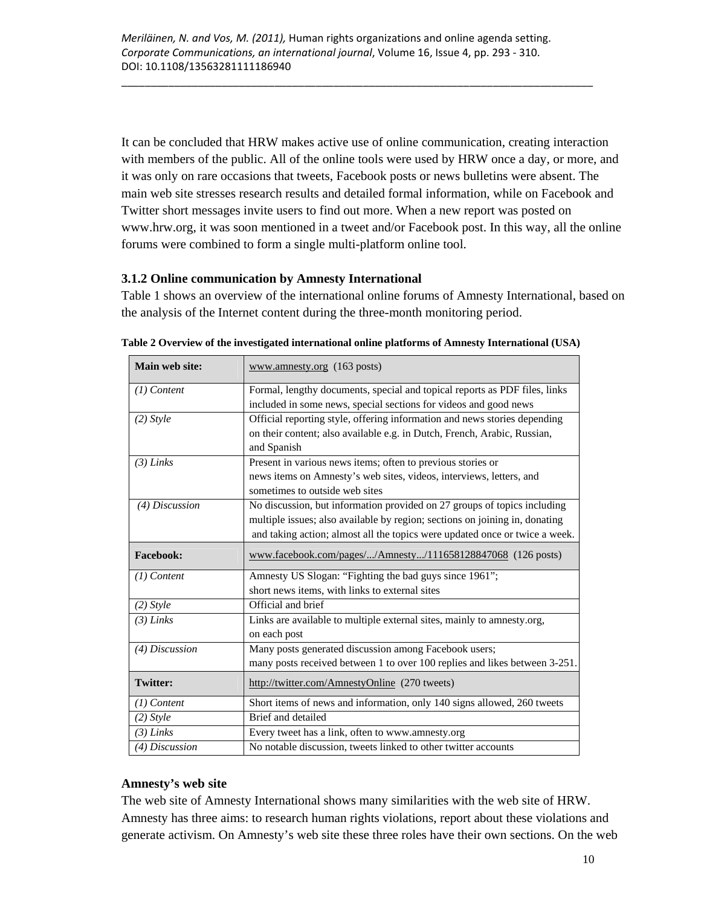It can be concluded that HRW makes active use of online communication, creating interaction with members of the public. All of the online tools were used by HRW once a day, or more, and it was only on rare occasions that tweets, Facebook posts or news bulletins were absent. The main web site stresses research results and detailed formal information, while on Facebook and Twitter short messages invite users to find out more. When a new report was posted on www.hrw.org, it was soon mentioned in a tweet and/or Facebook post. In this way, all the online forums were combined to form a single multi-platform online tool.

### 3.1.2 Online communication by Amnesty International

Table 1 shows an overview of the international online forums of Amnesty International, based on the analysis of the Internet content during the three-month monitoring period.

**Table 2 Overview of the investigated international online platforms of Amnesty International (USA)**

| **Main web site:** | www.amnesty.org (163 posts) |
|---|---|
| *(1) Content* | Formal, lengthy documents, special and topical reports as PDF files, links included in some news, special sections for videos and good news |
| *(2) Style* | Official reporting style, offering information and news stories depending on their content; also available e.g. in Dutch, French, Arabic, Russian, and Spanish |
| *(3) Links* | Present in various news items; often to previous stories or news items on Amnesty's web sites, videos, interviews, letters, and sometimes to outside web sites |
| *(4) Discussion* | No discussion, but information provided on 27 groups of topics including multiple issues; also available by region; sections on joining in, donating and taking action; almost all the topics were updated once or twice a week. |
| **Facebook:** | www.facebook.com/pages/.../Amnesty.../111658128847068 (126 posts) |
| *(1) Content* | Amnesty US Slogan: "Fighting the bad guys since 1961"; short news items, with links to external sites |
| *(2) Style* | Official and brief |
| *(3) Links* | Links are available to multiple external sites, mainly to amnesty.org, on each post |
| *(4) Discussion* | Many posts generated discussion among Facebook users; many posts received between 1 to over 100 replies and likes between 3-251. |
| **Twitter:** | http://twitter.com/AmnestyOnline (270 tweets) |
| *(1) Content* | Short items of news and information, only 140 signs allowed, 260 tweets |
| *(2) Style* | Brief and detailed |
| *(3) Links* | Every tweet has a link, often to www.amnesty.org |
| *(4) Discussion* | No notable discussion, tweets linked to other twitter accounts |

**Amnesty's web site**

The web site of Amnesty International shows many similarities with the web site of HRW. Amnesty has three aims: to research human rights violations, report about these violations and generate activism. On Amnesty's web site these three roles have their own sections. On the web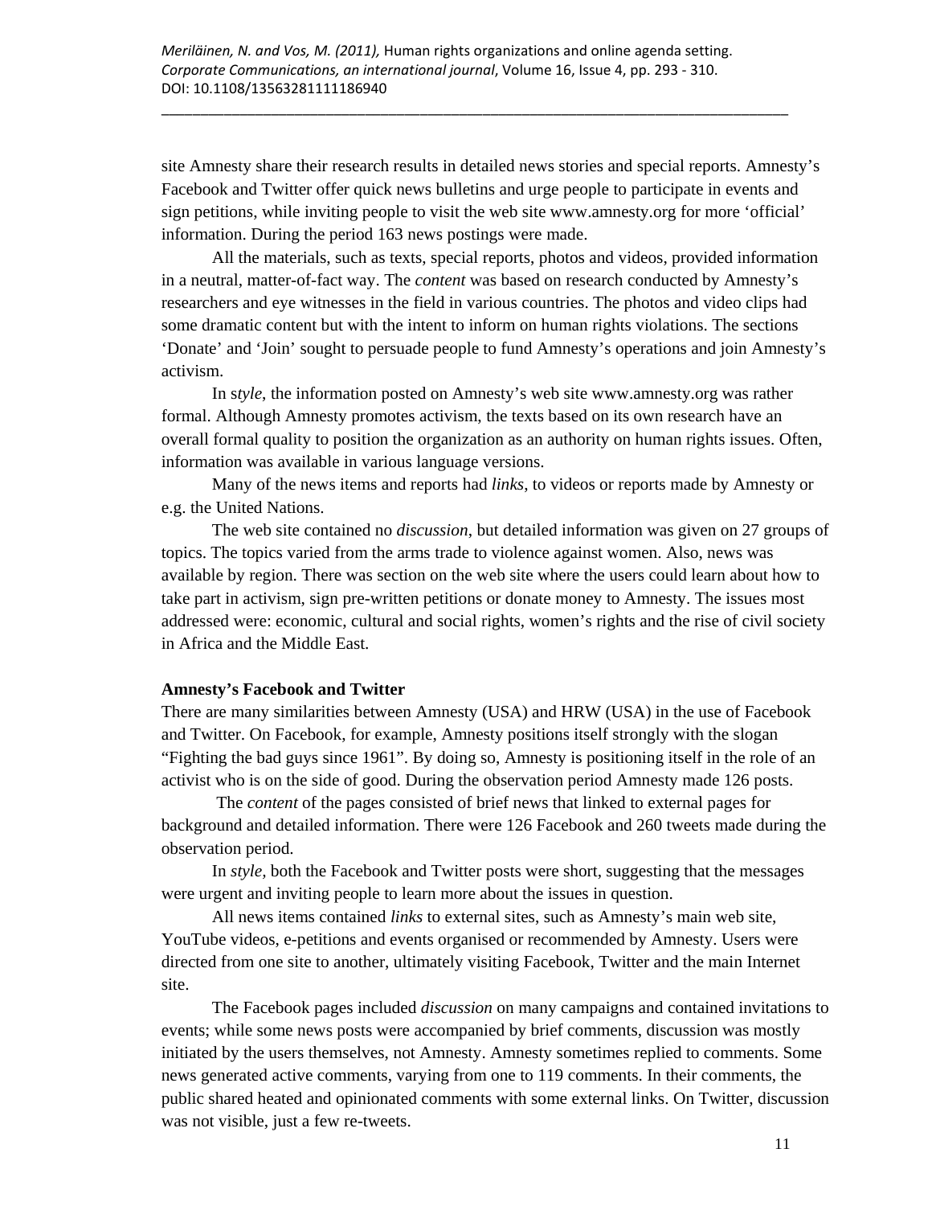site Amnesty share their research results in detailed news stories and special reports. Amnesty's Facebook and Twitter offer quick news bulletins and urge people to participate in events and sign petitions, while inviting people to visit the web site www.amnesty.org for more 'official' information. During the period 163 news postings were made.

All the materials, such as texts, special reports, photos and videos, provided information in a neutral, matter-of-fact way. The *content* was based on research conducted by Amnesty's researchers and eye witnesses in the field in various countries. The photos and video clips had some dramatic content but with the intent to inform on human rights violations. The sections 'Donate' and 'Join' sought to persuade people to fund Amnesty's operations and join Amnesty's activism.

In s*tyle*, the information posted on Amnesty's web site www.amnesty.org was rather formal. Although Amnesty promotes activism, the texts based on its own research have an overall formal quality to position the organization as an authority on human rights issues. Often, information was available in various language versions.

Many of the news items and reports had *links*, to videos or reports made by Amnesty or e.g. the United Nations.

The web site contained no *discussion*, but detailed information was given on 27 groups of topics. The topics varied from the arms trade to violence against women. Also, news was available by region. There was section on the web site where the users could learn about how to take part in activism, sign pre-written petitions or donate money to Amnesty. The issues most addressed were: economic, cultural and social rights, women's rights and the rise of civil society in Africa and the Middle East.

**Amnesty's Facebook and Twitter**

There are many similarities between Amnesty (USA) and HRW (USA) in the use of Facebook and Twitter. On Facebook, for example, Amnesty positions itself strongly with the slogan "Fighting the bad guys since 1961". By doing so, Amnesty is positioning itself in the role of an activist who is on the side of good. During the observation period Amnesty made 126 posts.

The *content* of the pages consisted of brief news that linked to external pages for background and detailed information. There were 126 Facebook and 260 tweets made during the observation period.

In *style*, both the Facebook and Twitter posts were short, suggesting that the messages were urgent and inviting people to learn more about the issues in question.

All news items contained *links* to external sites, such as Amnesty's main web site, YouTube videos, e-petitions and events organised or recommended by Amnesty. Users were directed from one site to another, ultimately visiting Facebook, Twitter and the main Internet site.

The Facebook pages included *discussion* on many campaigns and contained invitations to events; while some news posts were accompanied by brief comments, discussion was mostly initiated by the users themselves, not Amnesty. Amnesty sometimes replied to comments. Some news generated active comments, varying from one to 119 comments. In their comments, the public shared heated and opinionated comments with some external links. On Twitter, discussion was not visible, just a few re-tweets.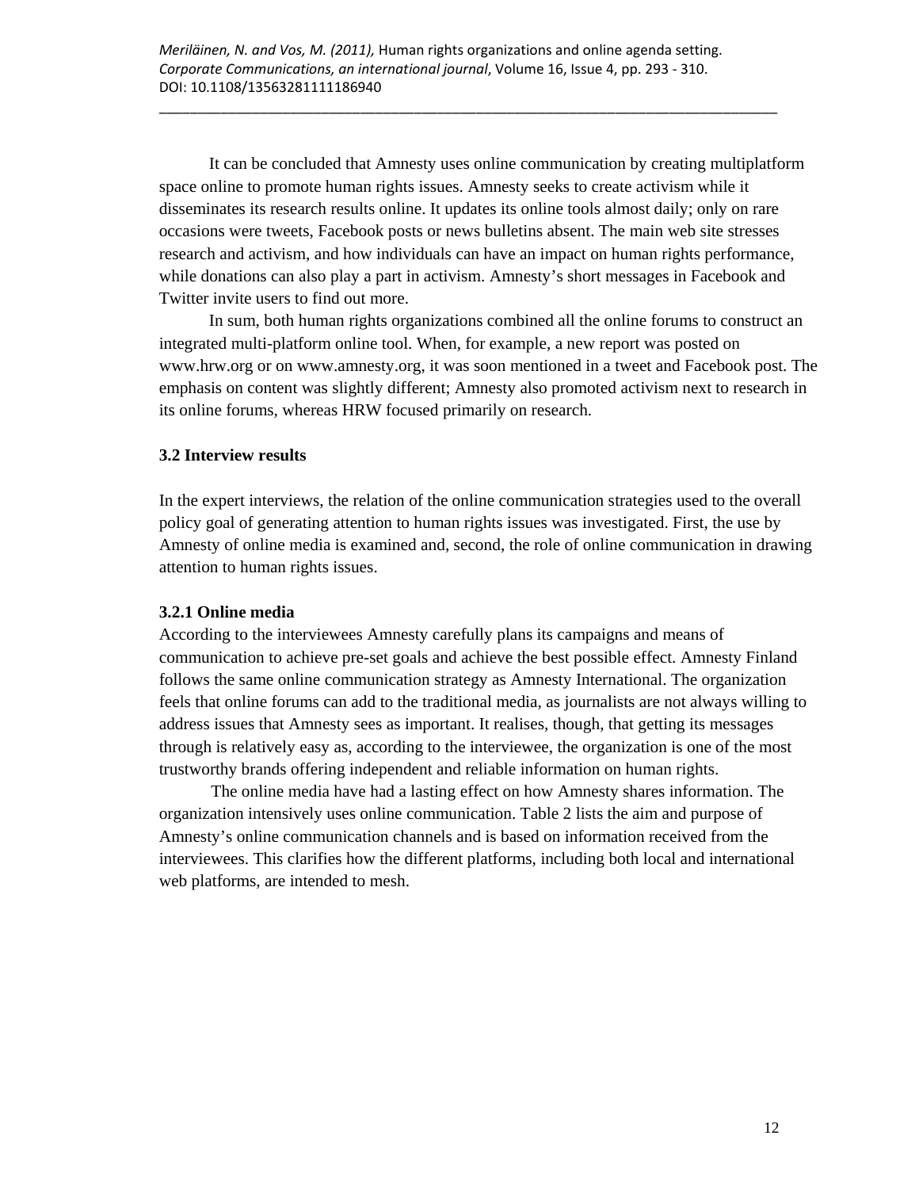It can be concluded that Amnesty uses online communication by creating multiplatform space online to promote human rights issues. Amnesty seeks to create activism while it disseminates its research results online. It updates its online tools almost daily; only on rare occasions were tweets, Facebook posts or news bulletins absent. The main web site stresses research and activism, and how individuals can have an impact on human rights performance, while donations can also play a part in activism. Amnesty's short messages in Facebook and Twitter invite users to find out more.

In sum, both human rights organizations combined all the online forums to construct an integrated multi-platform online tool. When, for example, a new report was posted on www.hrw.org or on www.amnesty.org, it was soon mentioned in a tweet and Facebook post. The emphasis on content was slightly different; Amnesty also promoted activism next to research in its online forums, whereas HRW focused primarily on research.

### 3.2 Interview results

In the expert interviews, the relation of the online communication strategies used to the overall policy goal of generating attention to human rights issues was investigated. First, the use by Amnesty of online media is examined and, second, the role of online communication in drawing attention to human rights issues.

#### 3.2.1 Online media

According to the interviewees Amnesty carefully plans its campaigns and means of communication to achieve pre-set goals and achieve the best possible effect. Amnesty Finland follows the same online communication strategy as Amnesty International. The organization feels that online forums can add to the traditional media, as journalists are not always willing to address issues that Amnesty sees as important. It realises, though, that getting its messages through is relatively easy as, according to the interviewee, the organization is one of the most trustworthy brands offering independent and reliable information on human rights.

The online media have had a lasting effect on how Amnesty shares information. The organization intensively uses online communication. Table 2 lists the aim and purpose of Amnesty's online communication channels and is based on information received from the interviewees. This clarifies how the different platforms, including both local and international web platforms, are intended to mesh.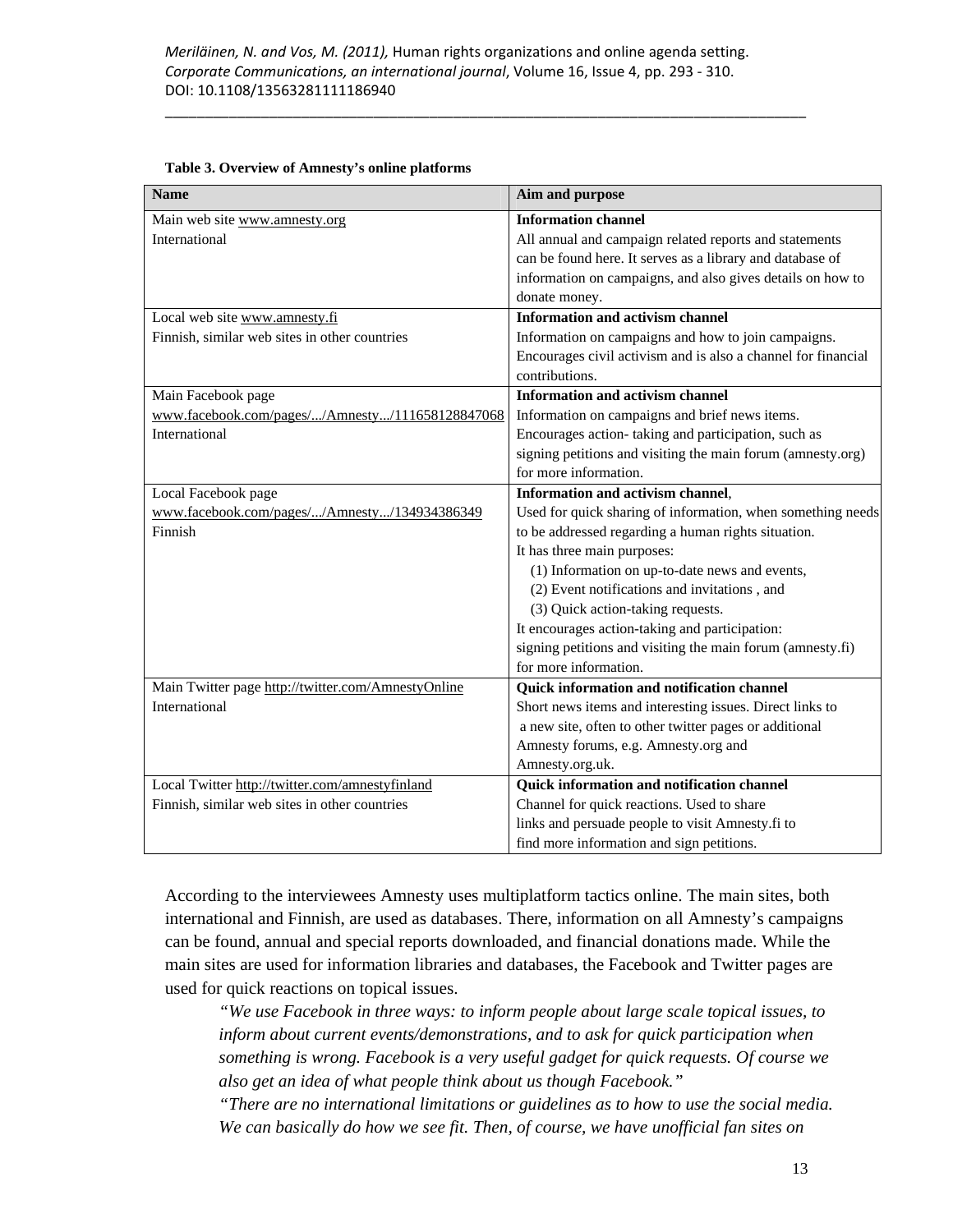**Table 3. Overview of Amnesty's online platforms**

| Name | Aim and purpose |
|---|---|
| Main web site www.amnesty.org<br>International | **Information channel**<br>All annual and campaign related reports and statements can be found here. It serves as a library and database of information on campaigns, and also gives details on how to donate money. |
| Local web site www.amnesty.fi<br>Finnish, similar web sites in other countries | **Information and activism channel**<br>Information on campaigns and how to join campaigns. Encourages civil activism and is also a channel for financial contributions. |
| Main Facebook page<br>www.facebook.com/pages/.../Amnesty.../111658128847068<br>International | **Information and activism channel**<br>Information on campaigns and brief news items. Encourages action- taking and participation, such as signing petitions and visiting the main forum (amnesty.org) for more information. |
| Local Facebook page<br>www.facebook.com/pages/.../Amnesty.../134934386349<br>Finnish | **Information and activism channel**,<br>Used for quick sharing of information, when something needs to be addressed regarding a human rights situation.<br>It has three main purposes:<br>(1) Information on up-to-date news and events,<br>(2) Event notifications and invitations , and<br>(3) Quick action-taking requests.<br>It encourages action-taking and participation: signing petitions and visiting the main forum (amnesty.fi) for more information. |
| Main Twitter page http://twitter.com/AmnestyOnline<br>International | **Quick information and notification channel**<br>Short news items and interesting issues. Direct links to a new site, often to other twitter pages or additional Amnesty forums, e.g. Amnesty.org and Amnesty.org.uk. |
| Local Twitter http://twitter.com/amnestyfinland<br>Finnish, similar web sites in other countries | **Quick information and notification channel**<br>Channel for quick reactions. Used to share links and persuade people to visit Amnesty.fi to find more information and sign petitions. |

According to the interviewees Amnesty uses multiplatform tactics online. The main sites, both international and Finnish, are used as databases. There, information on all Amnesty's campaigns can be found, annual and special reports downloaded, and financial donations made. While the main sites are used for information libraries and databases, the Facebook and Twitter pages are used for quick reactions on topical issues.

> *"We use Facebook in three ways: to inform people about large scale topical issues, to inform about current events/demonstrations, and to ask for quick participation when something is wrong. Facebook is a very useful gadget for quick requests. Of course we also get an idea of what people think about us though Facebook."*
>
> *"There are no international limitations or guidelines as to how to use the social media. We can basically do how we see fit. Then, of course, we have unofficial fan sites on*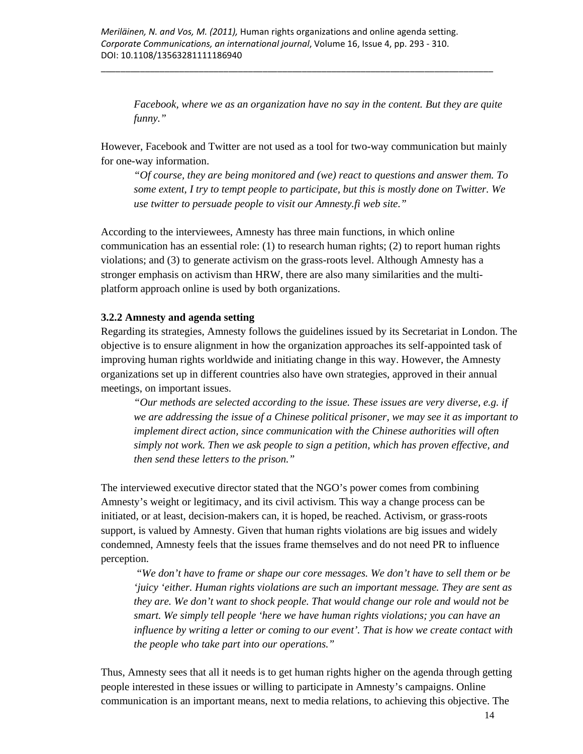*Facebook, where we as an organization have no say in the content. But they are quite funny."*

However, Facebook and Twitter are not used as a tool for two-way communication but mainly for one-way information.

> *"Of course, they are being monitored and (we) react to questions and answer them. To some extent, I try to tempt people to participate, but this is mostly done on Twitter. We use twitter to persuade people to visit our Amnesty.fi web site."*

According to the interviewees, Amnesty has three main functions, in which online communication has an essential role: (1) to research human rights; (2) to report human rights violations; and (3) to generate activism on the grass-roots level. Although Amnesty has a stronger emphasis on activism than HRW, there are also many similarities and the multi-platform approach online is used by both organizations.

### 3.2.2 Amnesty and agenda setting

Regarding its strategies, Amnesty follows the guidelines issued by its Secretariat in London. The objective is to ensure alignment in how the organization approaches its self-appointed task of improving human rights worldwide and initiating change in this way. However, the Amnesty organizations set up in different countries also have own strategies, approved in their annual meetings, on important issues.

> *"Our methods are selected according to the issue. These issues are very diverse, e.g. if we are addressing the issue of a Chinese political prisoner, we may see it as important to implement direct action, since communication with the Chinese authorities will often simply not work. Then we ask people to sign a petition, which has proven effective, and then send these letters to the prison."*

The interviewed executive director stated that the NGO's power comes from combining Amnesty's weight or legitimacy, and its civil activism. This way a change process can be initiated, or at least, decision-makers can, it is hoped, be reached. Activism, or grass-roots support, is valued by Amnesty. Given that human rights violations are big issues and widely condemned, Amnesty feels that the issues frame themselves and do not need PR to influence perception.

> *"We don't have to frame or shape our core messages. We don't have to sell them or be 'juicy 'either. Human rights violations are such an important message. They are sent as they are. We don't want to shock people. That would change our role and would not be smart. We simply tell people 'here we have human rights violations; you can have an influence by writing a letter or coming to our event'. That is how we create contact with the people who take part into our operations."*

Thus, Amnesty sees that all it needs is to get human rights higher on the agenda through getting people interested in these issues or willing to participate in Amnesty's campaigns. Online communication is an important means, next to media relations, to achieving this objective. The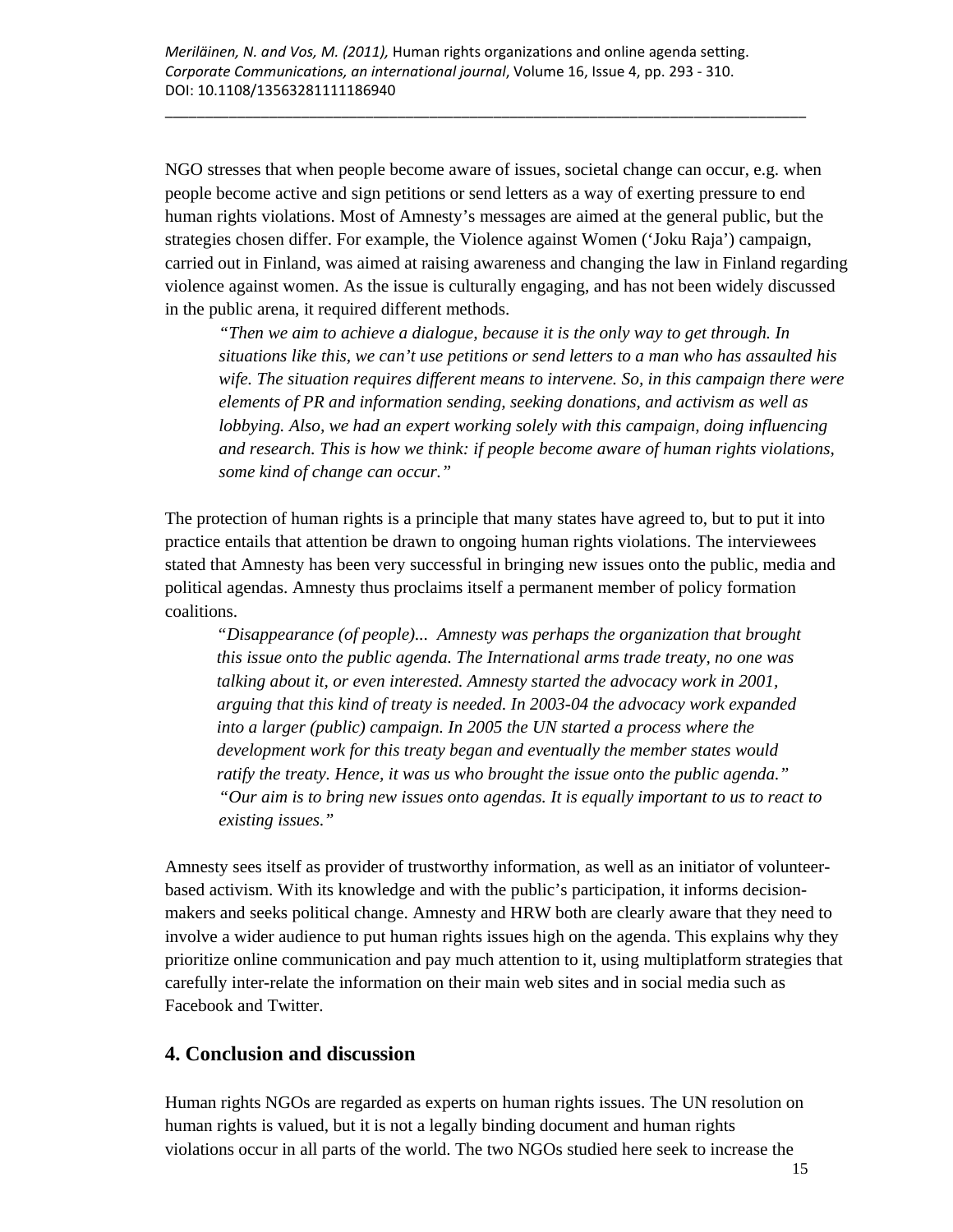NGO stresses that when people become aware of issues, societal change can occur, e.g. when people become active and sign petitions or send letters as a way of exerting pressure to end human rights violations. Most of Amnesty's messages are aimed at the general public, but the strategies chosen differ. For example, the Violence against Women ('Joku Raja') campaign, carried out in Finland, was aimed at raising awareness and changing the law in Finland regarding violence against women. As the issue is culturally engaging, and has not been widely discussed in the public arena, it required different methods.

> *"Then we aim to achieve a dialogue, because it is the only way to get through. In situations like this, we can't use petitions or send letters to a man who has assaulted his wife. The situation requires different means to intervene. So, in this campaign there were elements of PR and information sending, seeking donations, and activism as well as lobbying. Also, we had an expert working solely with this campaign, doing influencing and research. This is how we think: if people become aware of human rights violations, some kind of change can occur."*

The protection of human rights is a principle that many states have agreed to, but to put it into practice entails that attention be drawn to ongoing human rights violations. The interviewees stated that Amnesty has been very successful in bringing new issues onto the public, media and political agendas. Amnesty thus proclaims itself a permanent member of policy formation coalitions.

> *"Disappearance (of people)... Amnesty was perhaps the organization that brought this issue onto the public agenda. The International arms trade treaty, no one was talking about it, or even interested. Amnesty started the advocacy work in 2001, arguing that this kind of treaty is needed. In 2003-04 the advocacy work expanded into a larger (public) campaign. In 2005 the UN started a process where the development work for this treaty began and eventually the member states would ratify the treaty. Hence, it was us who brought the issue onto the public agenda."*
> *"Our aim is to bring new issues onto agendas. It is equally important to us to react to existing issues."*

Amnesty sees itself as provider of trustworthy information, as well as an initiator of volunteer-based activism. With its knowledge and with the public's participation, it informs decision-makers and seeks political change. Amnesty and HRW both are clearly aware that they need to involve a wider audience to put human rights issues high on the agenda. This explains why they prioritize online communication and pay much attention to it, using multiplatform strategies that carefully inter-relate the information on their main web sites and in social media such as Facebook and Twitter.

## 4. Conclusion and discussion

Human rights NGOs are regarded as experts on human rights issues. The UN resolution on human rights is valued, but it is not a legally binding document and human rights violations occur in all parts of the world. The two NGOs studied here seek to increase the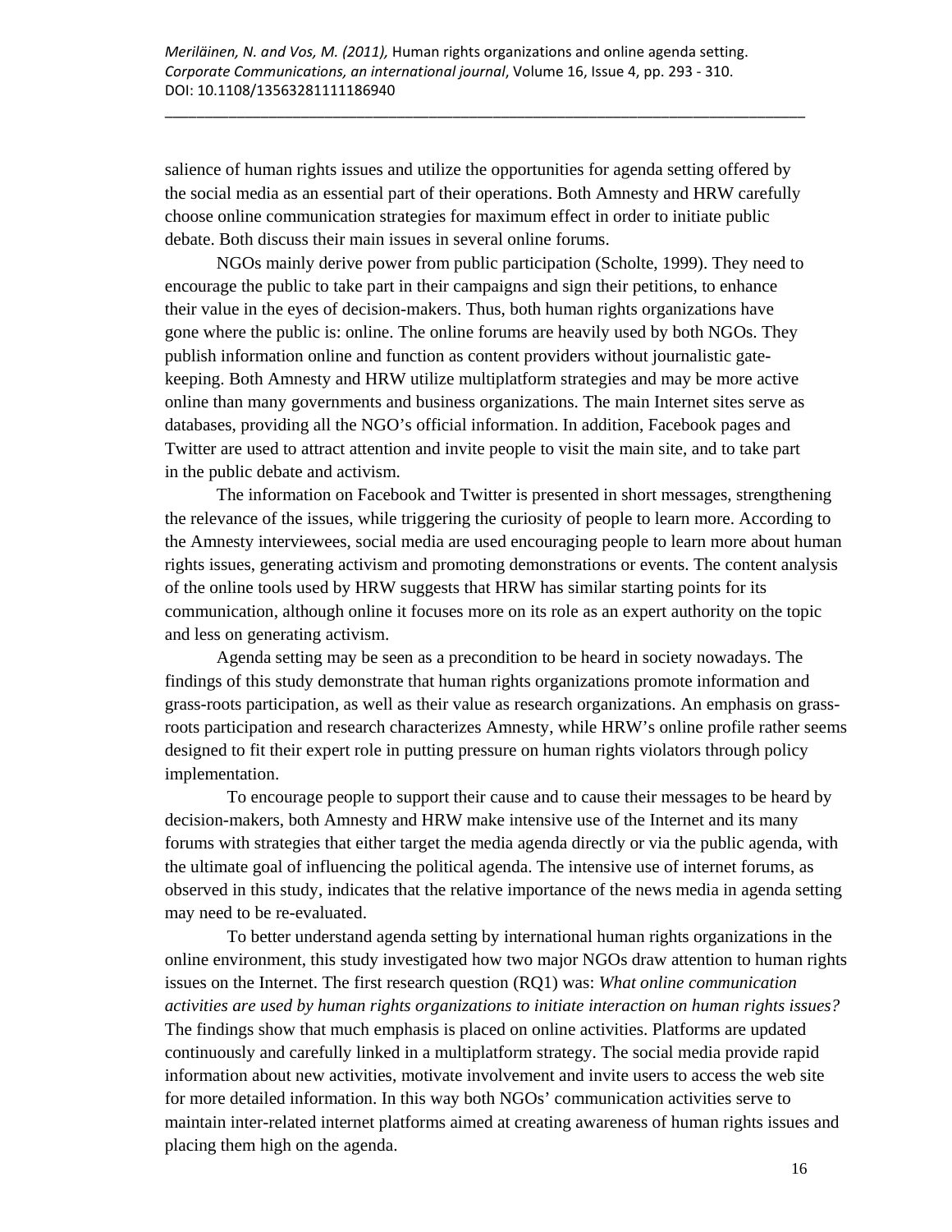salience of human rights issues and utilize the opportunities for agenda setting offered by the social media as an essential part of their operations. Both Amnesty and HRW carefully choose online communication strategies for maximum effect in order to initiate public debate. Both discuss their main issues in several online forums.

NGOs mainly derive power from public participation (Scholte, 1999). They need to encourage the public to take part in their campaigns and sign their petitions, to enhance their value in the eyes of decision-makers. Thus, both human rights organizations have gone where the public is: online. The online forums are heavily used by both NGOs. They publish information online and function as content providers without journalistic gate-keeping. Both Amnesty and HRW utilize multiplatform strategies and may be more active online than many governments and business organizations. The main Internet sites serve as databases, providing all the NGO's official information. In addition, Facebook pages and Twitter are used to attract attention and invite people to visit the main site, and to take part in the public debate and activism.

The information on Facebook and Twitter is presented in short messages, strengthening the relevance of the issues, while triggering the curiosity of people to learn more. According to the Amnesty interviewees, social media are used encouraging people to learn more about human rights issues, generating activism and promoting demonstrations or events. The content analysis of the online tools used by HRW suggests that HRW has similar starting points for its communication, although online it focuses more on its role as an expert authority on the topic and less on generating activism.

Agenda setting may be seen as a precondition to be heard in society nowadays. The findings of this study demonstrate that human rights organizations promote information and grass-roots participation, as well as their value as research organizations. An emphasis on grass-roots participation and research characterizes Amnesty, while HRW's online profile rather seems designed to fit their expert role in putting pressure on human rights violators through policy implementation.

To encourage people to support their cause and to cause their messages to be heard by decision-makers, both Amnesty and HRW make intensive use of the Internet and its many forums with strategies that either target the media agenda directly or via the public agenda, with the ultimate goal of influencing the political agenda. The intensive use of internet forums, as observed in this study, indicates that the relative importance of the news media in agenda setting may need to be re-evaluated.

To better understand agenda setting by international human rights organizations in the online environment, this study investigated how two major NGOs draw attention to human rights issues on the Internet. The first research question (RQ1) was: *What online communication activities are used by human rights organizations to initiate interaction on human rights issues?* The findings show that much emphasis is placed on online activities. Platforms are updated continuously and carefully linked in a multiplatform strategy. The social media provide rapid information about new activities, motivate involvement and invite users to access the web site for more detailed information. In this way both NGOs' communication activities serve to maintain inter-related internet platforms aimed at creating awareness of human rights issues and placing them high on the agenda.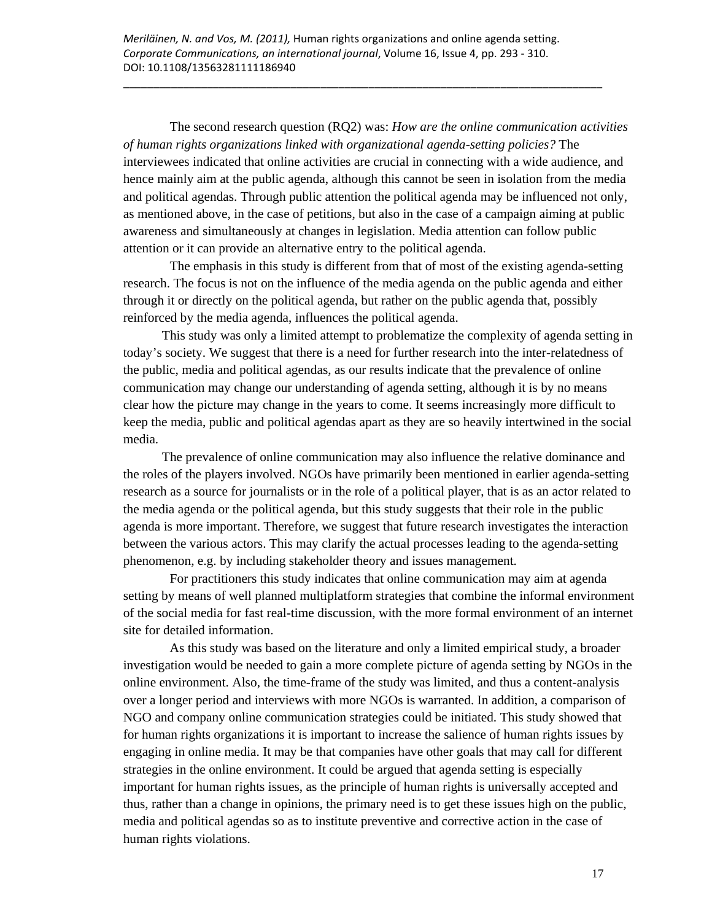The second research question (RQ2) was: *How are the online communication activities of human rights organizations linked with organizational agenda-setting policies?* The interviewees indicated that online activities are crucial in connecting with a wide audience, and hence mainly aim at the public agenda, although this cannot be seen in isolation from the media and political agendas. Through public attention the political agenda may be influenced not only, as mentioned above, in the case of petitions, but also in the case of a campaign aiming at public awareness and simultaneously at changes in legislation. Media attention can follow public attention or it can provide an alternative entry to the political agenda.

The emphasis in this study is different from that of most of the existing agenda-setting research. The focus is not on the influence of the media agenda on the public agenda and either through it or directly on the political agenda, but rather on the public agenda that, possibly reinforced by the media agenda, influences the political agenda.

This study was only a limited attempt to problematize the complexity of agenda setting in today's society. We suggest that there is a need for further research into the inter-relatedness of the public, media and political agendas, as our results indicate that the prevalence of online communication may change our understanding of agenda setting, although it is by no means clear how the picture may change in the years to come. It seems increasingly more difficult to keep the media, public and political agendas apart as they are so heavily intertwined in the social media.

The prevalence of online communication may also influence the relative dominance and the roles of the players involved. NGOs have primarily been mentioned in earlier agenda-setting research as a source for journalists or in the role of a political player, that is as an actor related to the media agenda or the political agenda, but this study suggests that their role in the public agenda is more important. Therefore, we suggest that future research investigates the interaction between the various actors. This may clarify the actual processes leading to the agenda-setting phenomenon, e.g. by including stakeholder theory and issues management.

For practitioners this study indicates that online communication may aim at agenda setting by means of well planned multiplatform strategies that combine the informal environment of the social media for fast real-time discussion, with the more formal environment of an internet site for detailed information.

As this study was based on the literature and only a limited empirical study, a broader investigation would be needed to gain a more complete picture of agenda setting by NGOs in the online environment. Also, the time-frame of the study was limited, and thus a content-analysis over a longer period and interviews with more NGOs is warranted. In addition, a comparison of NGO and company online communication strategies could be initiated. This study showed that for human rights organizations it is important to increase the salience of human rights issues by engaging in online media. It may be that companies have other goals that may call for different strategies in the online environment. It could be argued that agenda setting is especially important for human rights issues, as the principle of human rights is universally accepted and thus, rather than a change in opinions, the primary need is to get these issues high on the public, media and political agendas so as to institute preventive and corrective action in the case of human rights violations.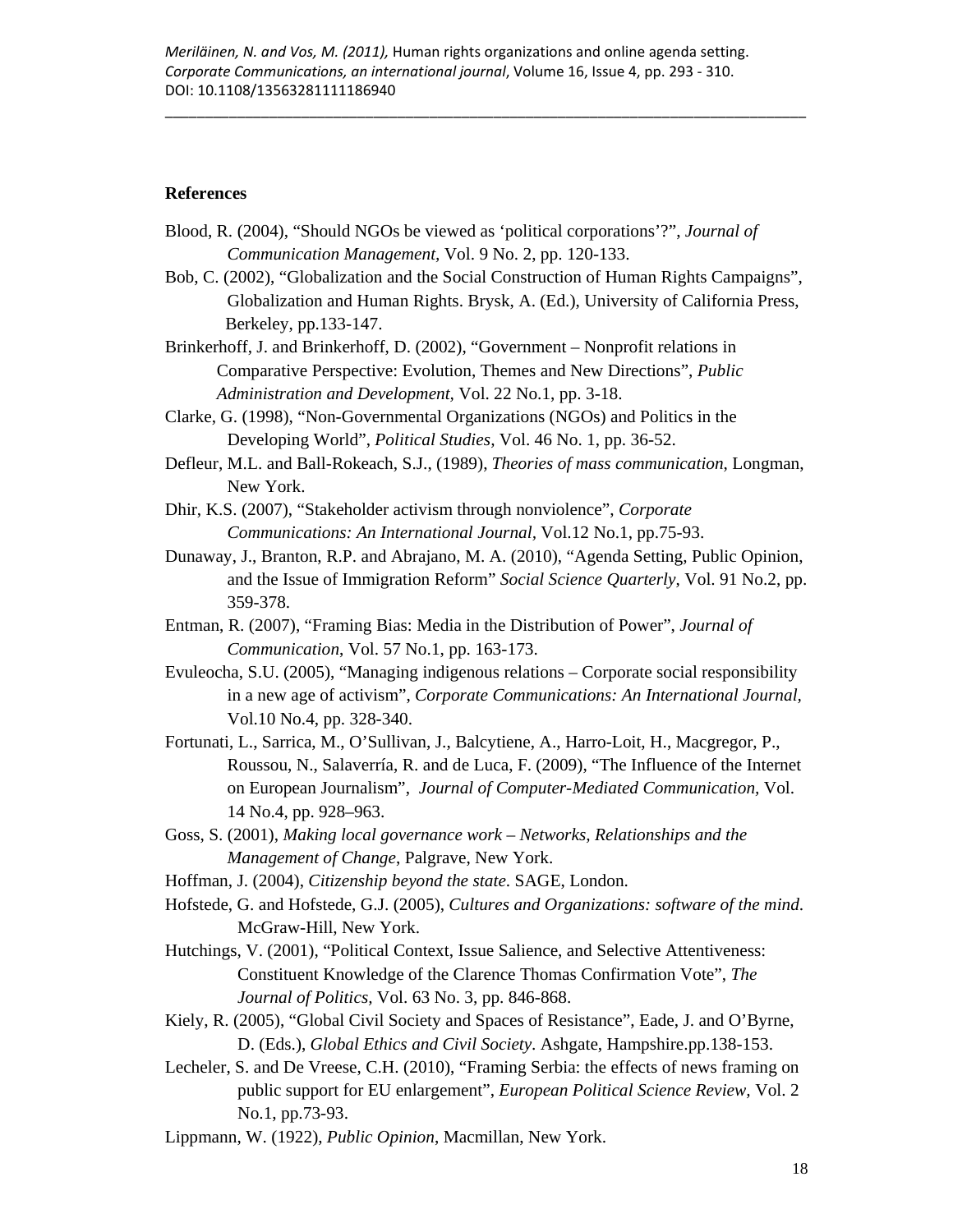## References

Blood, R. (2004), "Should NGOs be viewed as 'political corporations'?", *Journal of Communication Management*, Vol. 9 No. 2, pp. 120-133.

Bob, C. (2002), "Globalization and the Social Construction of Human Rights Campaigns", Globalization and Human Rights. Brysk, A. (Ed.), University of California Press, Berkeley, pp.133-147.

Brinkerhoff, J. and Brinkerhoff, D. (2002), "Government – Nonprofit relations in Comparative Perspective: Evolution, Themes and New Directions", *Public Administration and Development*, Vol. 22 No.1, pp. 3-18.

Clarke, G. (1998), "Non-Governmental Organizations (NGOs) and Politics in the Developing World", *Political Studies*, Vol. 46 No. 1, pp. 36-52.

Defleur, M.L. and Ball-Rokeach, S.J., (1989), *Theories of mass communication*, Longman, New York.

Dhir, K.S. (2007), "Stakeholder activism through nonviolence", *Corporate Communications: An International Journal*, Vol.12 No.1, pp.75-93.

Dunaway, J., Branton, R.P. and Abrajano, M. A. (2010), "Agenda Setting, Public Opinion, and the Issue of Immigration Reform" *Social Science Quarterly*, Vol. 91 No.2, pp. 359-378.

Entman, R. (2007), "Framing Bias: Media in the Distribution of Power", *Journal of Communication*, Vol. 57 No.1, pp. 163-173.

Evuleocha, S.U. (2005), "Managing indigenous relations – Corporate social responsibility in a new age of activism", *Corporate Communications: An International Journal*, Vol.10 No.4, pp. 328-340.

Fortunati, L., Sarrica, M., O'Sullivan, J., Balcytiene, A., Harro-Loit, H., Macgregor, P., Roussou, N., Salaverría, R. and de Luca, F. (2009), "The Influence of the Internet on European Journalism", *Journal of Computer-Mediated Communication*, Vol. 14 No.4, pp. 928–963.

Goss, S. (2001), *Making local governance work – Networks, Relationships and the Management of Change*, Palgrave, New York.

Hoffman, J. (2004), *Citizenship beyond the state*. SAGE, London.

Hofstede, G. and Hofstede, G.J. (2005), *Cultures and Organizations: software of the mind*. McGraw-Hill, New York.

Hutchings, V. (2001), "Political Context, Issue Salience, and Selective Attentiveness: Constituent Knowledge of the Clarence Thomas Confirmation Vote", *The Journal of Politics*, Vol. 63 No. 3, pp. 846-868.

Kiely, R. (2005), "Global Civil Society and Spaces of Resistance", Eade, J. and O'Byrne, D. (Eds.), *Global Ethics and Civil Society*. Ashgate, Hampshire.pp.138-153.

Lecheler, S. and De Vreese, C.H. (2010), "Framing Serbia: the effects of news framing on public support for EU enlargement", *European Political Science Review*, Vol. 2 No.1, pp.73-93.

Lippmann, W. (1922), *Public Opinion*, Macmillan, New York.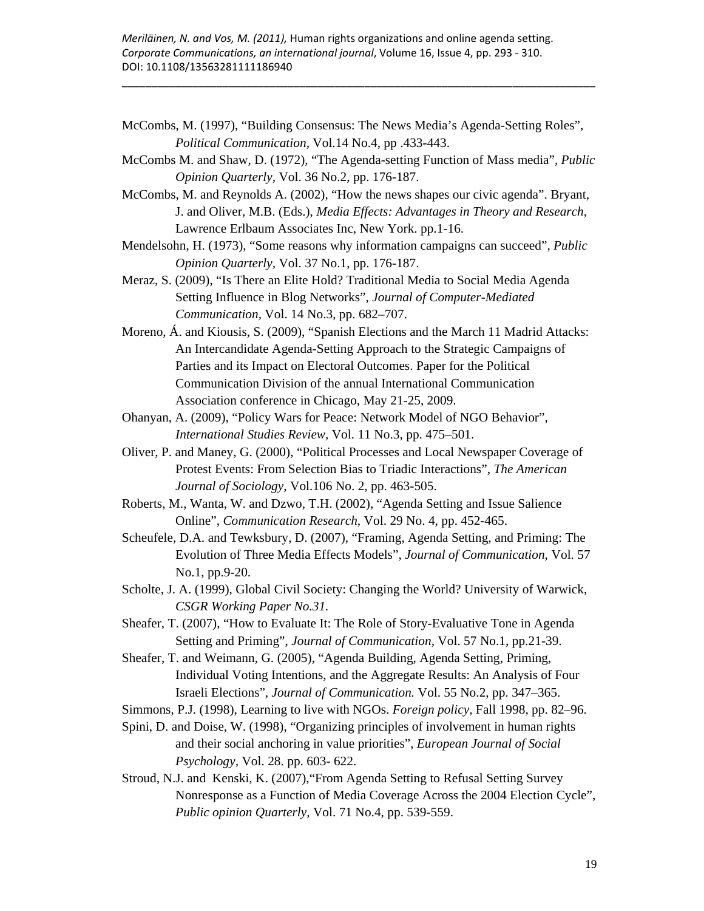McCombs, M. (1997), "Building Consensus: The News Media's Agenda-Setting Roles", *Political Communication*, Vol.14 No.4, pp .433-443.

McCombs M. and Shaw, D. (1972), "The Agenda-setting Function of Mass media", *Public Opinion Quarterly*, Vol. 36 No.2, pp. 176-187.

McCombs, M. and Reynolds A. (2002), "How the news shapes our civic agenda". Bryant, J. and Oliver, M.B. (Eds.), *Media Effects: Advantages in Theory and Research*, Lawrence Erlbaum Associates Inc, New York. pp.1-16.

Mendelsohn, H. (1973), "Some reasons why information campaigns can succeed", *Public Opinion Quarterly*, Vol. 37 No.1, pp. 176-187.

Meraz, S. (2009), "Is There an Elite Hold? Traditional Media to Social Media Agenda Setting Influence in Blog Networks", *Journal of Computer-Mediated Communication*, Vol. 14 No.3, pp. 682–707.

Moreno, Á. and Kiousis, S. (2009), "Spanish Elections and the March 11 Madrid Attacks: An Intercandidate Agenda-Setting Approach to the Strategic Campaigns of Parties and its Impact on Electoral Outcomes. Paper for the Political Communication Division of the annual International Communication Association conference in Chicago, May 21-25, 2009.

Ohanyan, A. (2009), "Policy Wars for Peace: Network Model of NGO Behavior", *International Studies Review*, Vol. 11 No.3, pp. 475–501.

Oliver, P. and Maney, G. (2000), "Political Processes and Local Newspaper Coverage of Protest Events: From Selection Bias to Triadic Interactions", *The American Journal of Sociology*, Vol.106 No. 2, pp. 463-505.

Roberts, M., Wanta, W. and Dzwo, T.H. (2002), "Agenda Setting and Issue Salience Online", *Communication Research*, Vol. 29 No. 4, pp. 452-465.

Scheufele, D.A. and Tewksbury, D. (2007), "Framing, Agenda Setting, and Priming: The Evolution of Three Media Effects Models", *Journal of Communication*, Vol. 57 No.1, pp.9-20.

Scholte, J. A. (1999), Global Civil Society: Changing the World? University of Warwick, *CSGR Working Paper No.31*.

Sheafer, T. (2007), "How to Evaluate It: The Role of Story-Evaluative Tone in Agenda Setting and Priming", *Journal of Communication*, Vol. 57 No.1, pp.21-39.

Sheafer, T. and Weimann, G. (2005), "Agenda Building, Agenda Setting, Priming, Individual Voting Intentions, and the Aggregate Results: An Analysis of Four Israeli Elections", *Journal of Communication.* Vol. 55 No.2, pp. 347–365.

Simmons, P.J. (1998), Learning to live with NGOs. *Foreign policy*, Fall 1998, pp. 82–96.

Spini, D. and Doise, W. (1998), "Organizing principles of involvement in human rights and their social anchoring in value priorities", *European Journal of Social Psychology*, Vol. 28. pp. 603- 622.

Stroud, N.J. and Kenski, K. (2007),"From Agenda Setting to Refusal Setting Survey Nonresponse as a Function of Media Coverage Across the 2004 Election Cycle", *Public opinion Quarterly*, Vol. 71 No.4, pp. 539-559.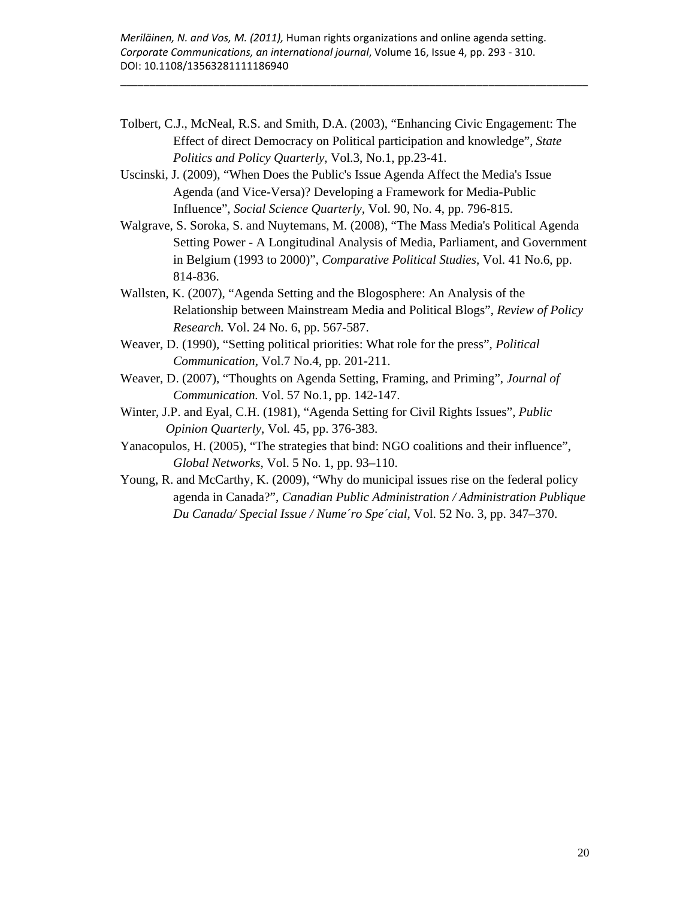Tolbert, C.J., McNeal, R.S. and Smith, D.A. (2003), "Enhancing Civic Engagement: The Effect of direct Democracy on Political participation and knowledge", *State Politics and Policy Quarterly*, Vol.3, No.1, pp.23-41.

Uscinski, J. (2009), "When Does the Public's Issue Agenda Affect the Media's Issue Agenda (and Vice-Versa)? Developing a Framework for Media-Public Influence", *Social Science Quarterly,* Vol. 90, No. 4, pp. 796-815.

Walgrave, S. Soroka, S. and Nuytemans, M. (2008), "The Mass Media's Political Agenda Setting Power - A Longitudinal Analysis of Media, Parliament, and Government in Belgium (1993 to 2000)", *Comparative Political Studies*, Vol. 41 No.6, pp. 814-836.

Wallsten, K. (2007), "Agenda Setting and the Blogosphere: An Analysis of the Relationship between Mainstream Media and Political Blogs", *Review of Policy Research.* Vol. 24 No. 6, pp. 567-587.

Weaver, D. (1990), "Setting political priorities: What role for the press", *Political Communication*, Vol.7 No.4, pp. 201-211.

Weaver, D. (2007), "Thoughts on Agenda Setting, Framing, and Priming", *Journal of Communication.* Vol. 57 No.1, pp. 142-147.

Winter, J.P. and Eyal, C.H. (1981), "Agenda Setting for Civil Rights Issues", *Public Opinion Quarterly*, Vol. 45, pp. 376-383.

Yanacopulos, H. (2005), "The strategies that bind: NGO coalitions and their influence", *Global Networks*, Vol. 5 No. 1, pp. 93–110.

Young, R. and McCarthy, K. (2009), "Why do municipal issues rise on the federal policy agenda in Canada?", *Canadian Public Administration / Administration Publique Du Canada/ Special Issue / Nume´ro Spe´cial*, Vol. 52 No. 3, pp. 347–370.